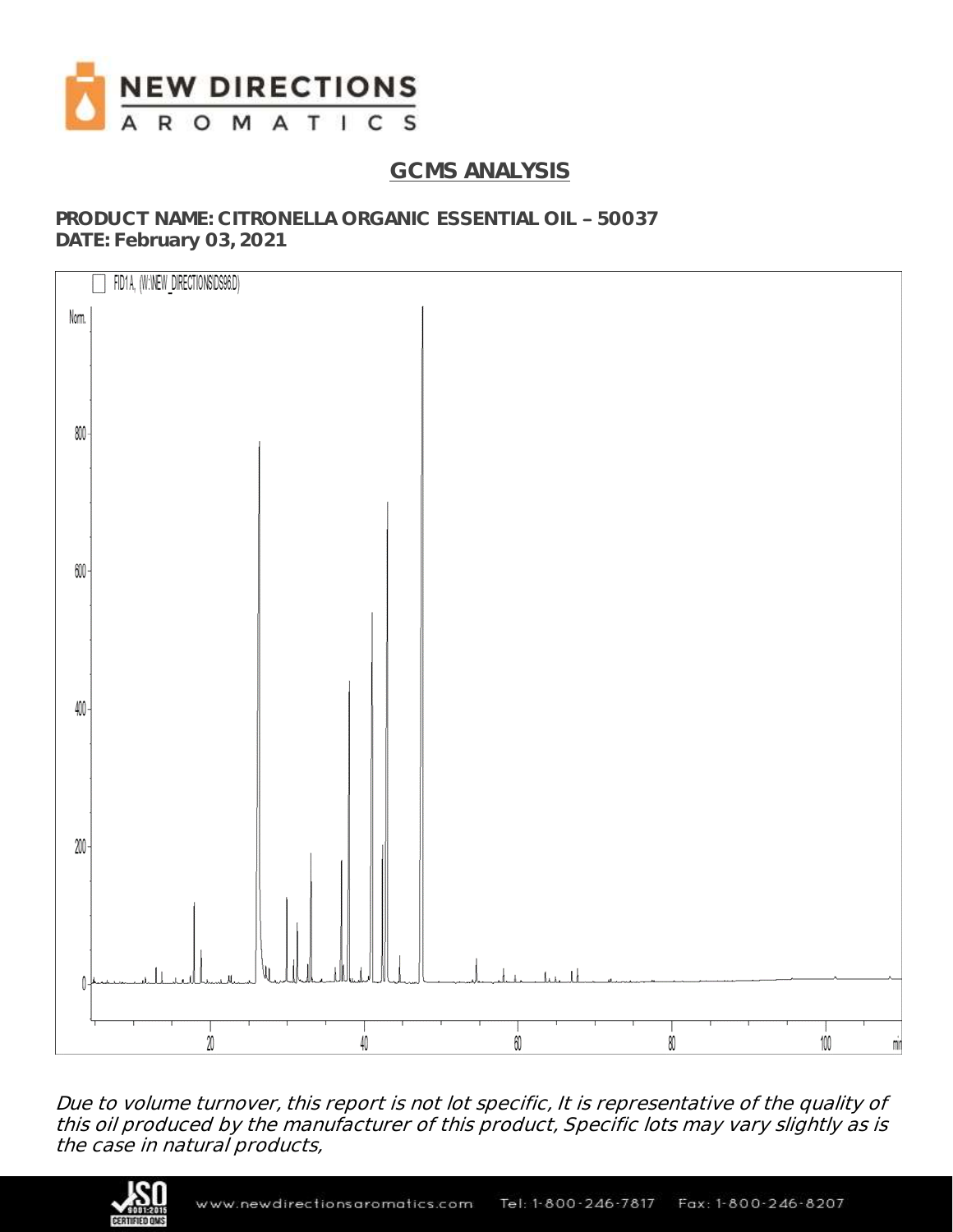# GCMS ANALYSIS

**PRODUCT NAME: CITRONELLA ORGANIC ESSENTIAL OIL – 50037**
**DATE: February 03, 2021**

*Due to volume turnover, this report is not lot specific, It is representative of the quality of this oil produced by the manufacturer of this product, Specific lots may vary slightly as is the case in natural products,*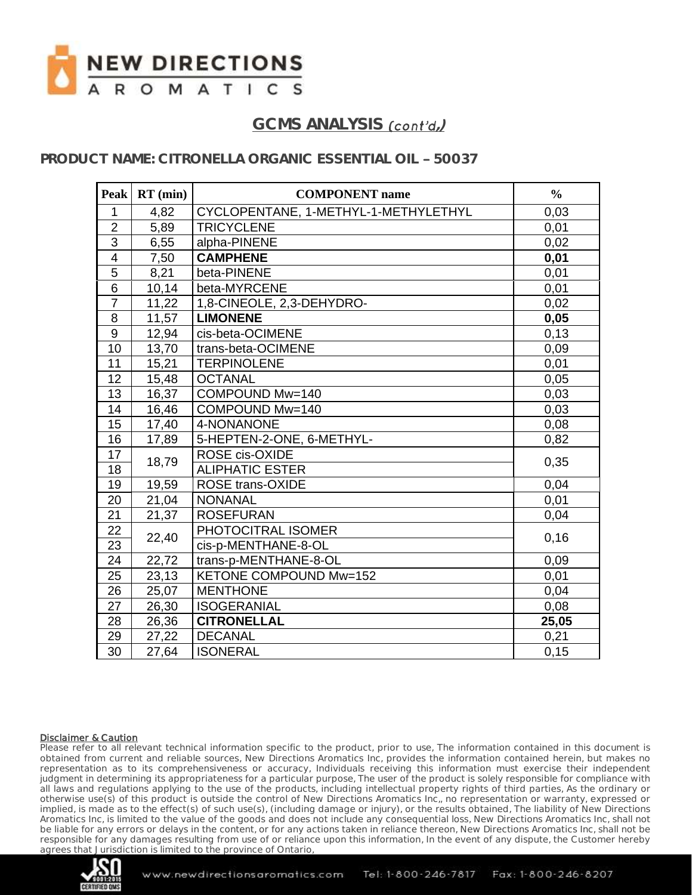# GCMS ANALYSIS *(cont'd,)*

## PRODUCT NAME: CITRONELLA ORGANIC ESSENTIAL OIL – 50037

| Peak | RT (min) | COMPONENT name | % |
|---|---|---|---|
| 1 | 4,82 | CYCLOPENTANE, 1-METHYL-1-METHYLETHYL | 0,03 |
| 2 | 5,89 | TRICYCLENE | 0,01 |
| 3 | 6,55 | alpha-PINENE | 0,02 |
| 4 | 7,50 | **CAMPHENE** | **0,01** |
| 5 | 8,21 | beta-PINENE | 0,01 |
| 6 | 10,14 | beta-MYRCENE | 0,01 |
| 7 | 11,22 | 1,8-CINEOLE, 2,3-DEHYDRO- | 0,02 |
| 8 | 11,57 | **LIMONENE** | **0,05** |
| 9 | 12,94 | cis-beta-OCIMENE | 0,13 |
| 10 | 13,70 | trans-beta-OCIMENE | 0,09 |
| 11 | 15,21 | TERPINOLENE | 0,01 |
| 12 | 15,48 | OCTANAL | 0,05 |
| 13 | 16,37 | COMPOUND Mw=140 | 0,03 |
| 14 | 16,46 | COMPOUND Mw=140 | 0,03 |
| 15 | 17,40 | 4-NONANONE | 0,08 |
| 16 | 17,89 | 5-HEPTEN-2-ONE, 6-METHYL- | 0,82 |
| 17 | 18,79 | ROSE cis-OXIDE | 0,35 |
| 18 | | ALIPHATIC ESTER | |
| 19 | 19,59 | ROSE trans-OXIDE | 0,04 |
| 20 | 21,04 | NONANAL | 0,01 |
| 21 | 21,37 | ROSEFURAN | 0,04 |
| 22 | 22,40 | PHOTOCITRAL ISOMER | 0,16 |
| 23 | | cis-p-MENTHANE-8-OL | |
| 24 | 22,72 | trans-p-MENTHANE-8-OL | 0,09 |
| 25 | 23,13 | KETONE COMPOUND Mw=152 | 0,01 |
| 26 | 25,07 | MENTHONE | 0,04 |
| 27 | 26,30 | ISOGERANIAL | 0,08 |
| 28 | 26,36 | **CITRONELLAL** | **25,05** |
| 29 | 27,22 | DECANAL | 0,21 |
| 30 | 27,64 | ISONERAL | 0,15 |

**Disclaimer & Caution**

Please refer to all relevant technical information specific to the product, prior to use, The information contained in this document is obtained from current and reliable sources, New Directions Aromatics Inc, provides the information contained herein, but makes no representation as to its comprehensiveness or accuracy, Individuals receiving this information must exercise their independent judgment in determining its appropriateness for a particular purpose, The user of the product is solely responsible for compliance with all laws and regulations applying to the use of the products, including intellectual property rights of third parties, As the ordinary or otherwise use(s) of this product is outside the control of New Directions Aromatics Inc,, no representation or warranty, expressed or implied, is made as to the effect(s) of such use(s), (including damage or injury), or the results obtained, The liability of New Directions Aromatics Inc, is limited to the value of the goods and does not include any consequential loss, New Directions Aromatics Inc, shall not be liable for any errors or delays in the content, or for any actions taken in reliance thereon, New Directions Aromatics Inc, shall not be responsible for any damages resulting from use of or reliance upon this information, In the event of any dispute, the Customer hereby agrees that Jurisdiction is limited to the province of Ontario,

www.newdirectionsaromatics.com Tel: 1-800-246-7817 Fax: 1-800-246-8207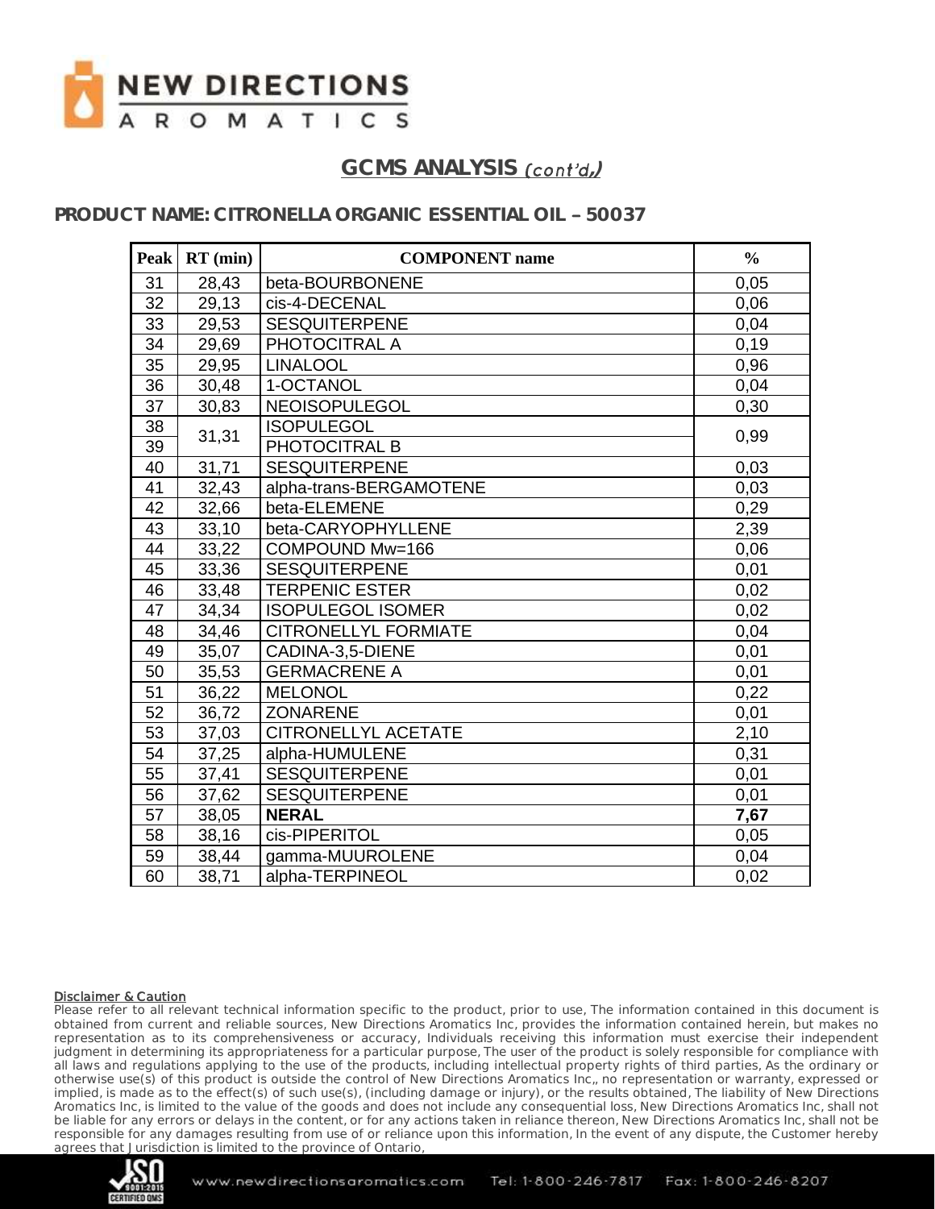## GCMS ANALYSIS *(cont'd,)*

### PRODUCT NAME: CITRONELLA ORGANIC ESSENTIAL OIL – 50037

| Peak | RT (min) | COMPONENT name | % |
|---|---|---|---|
| 31 | 28,43 | beta-BOURBONENE | 0,05 |
| 32 | 29,13 | cis-4-DECENAL | 0,06 |
| 33 | 29,53 | SESQUITERPENE | 0,04 |
| 34 | 29,69 | PHOTOCITRAL A | 0,19 |
| 35 | 29,95 | LINALOOL | 0,96 |
| 36 | 30,48 | 1-OCTANOL | 0,04 |
| 37 | 30,83 | NEOISOPULEGOL | 0,30 |
| 38 | 31,31 | ISOPULEGOL | 0,99 |
| 39 | | PHOTOCITRAL B | |
| 40 | 31,71 | SESQUITERPENE | 0,03 |
| 41 | 32,43 | alpha-trans-BERGAMOTENE | 0,03 |
| 42 | 32,66 | beta-ELEMENE | 0,29 |
| 43 | 33,10 | beta-CARYOPHYLLENE | 2,39 |
| 44 | 33,22 | COMPOUND Mw=166 | 0,06 |
| 45 | 33,36 | SESQUITERPENE | 0,01 |
| 46 | 33,48 | TERPENIC ESTER | 0,02 |
| 47 | 34,34 | ISOPULEGOL ISOMER | 0,02 |
| 48 | 34,46 | CITRONELLYL FORMIATE | 0,04 |
| 49 | 35,07 | CADINA-3,5-DIENE | 0,01 |
| 50 | 35,53 | GERMACRENE A | 0,01 |
| 51 | 36,22 | MELONOL | 0,22 |
| 52 | 36,72 | ZONARENE | 0,01 |
| 53 | 37,03 | CITRONELLYL ACETATE | 2,10 |
| 54 | 37,25 | alpha-HUMULENE | 0,31 |
| 55 | 37,41 | SESQUITERPENE | 0,01 |
| 56 | 37,62 | SESQUITERPENE | 0,01 |
| 57 | 38,05 | **NERAL** | **7,67** |
| 58 | 38,16 | cis-PIPERITOL | 0,05 |
| 59 | 38,44 | gamma-MUUROLENE | 0,04 |
| 60 | 38,71 | alpha-TERPINEOL | 0,02 |

**Disclaimer & Caution**

Please refer to all relevant technical information specific to the product, prior to use, The information contained in this document is obtained from current and reliable sources, New Directions Aromatics Inc, provides the information contained herein, but makes no representation as to its comprehensiveness or accuracy, Individuals receiving this information must exercise their independent judgment in determining its appropriateness for a particular purpose, The user of the product is solely responsible for compliance with all laws and regulations applying to the use of the products, including intellectual property rights of third parties, As the ordinary or otherwise use(s) of this product is outside the control of New Directions Aromatics Inc,, no representation or warranty, expressed or implied, is made as to the effect(s) of such use(s), (including damage or injury), or the results obtained, The liability of New Directions Aromatics Inc, is limited to the value of the goods and does not include any consequential loss, New Directions Aromatics Inc, shall not be liable for any errors or delays in the content, or for any actions taken in reliance thereon, New Directions Aromatics Inc, shall not be responsible for any damages resulting from use of or reliance upon this information, In the event of any dispute, the Customer hereby agrees that Jurisdiction is limited to the province of Ontario,

www.newdirectionsaromatics.com Tel: 1-800-246-7817 Fax: 1-800-246-8207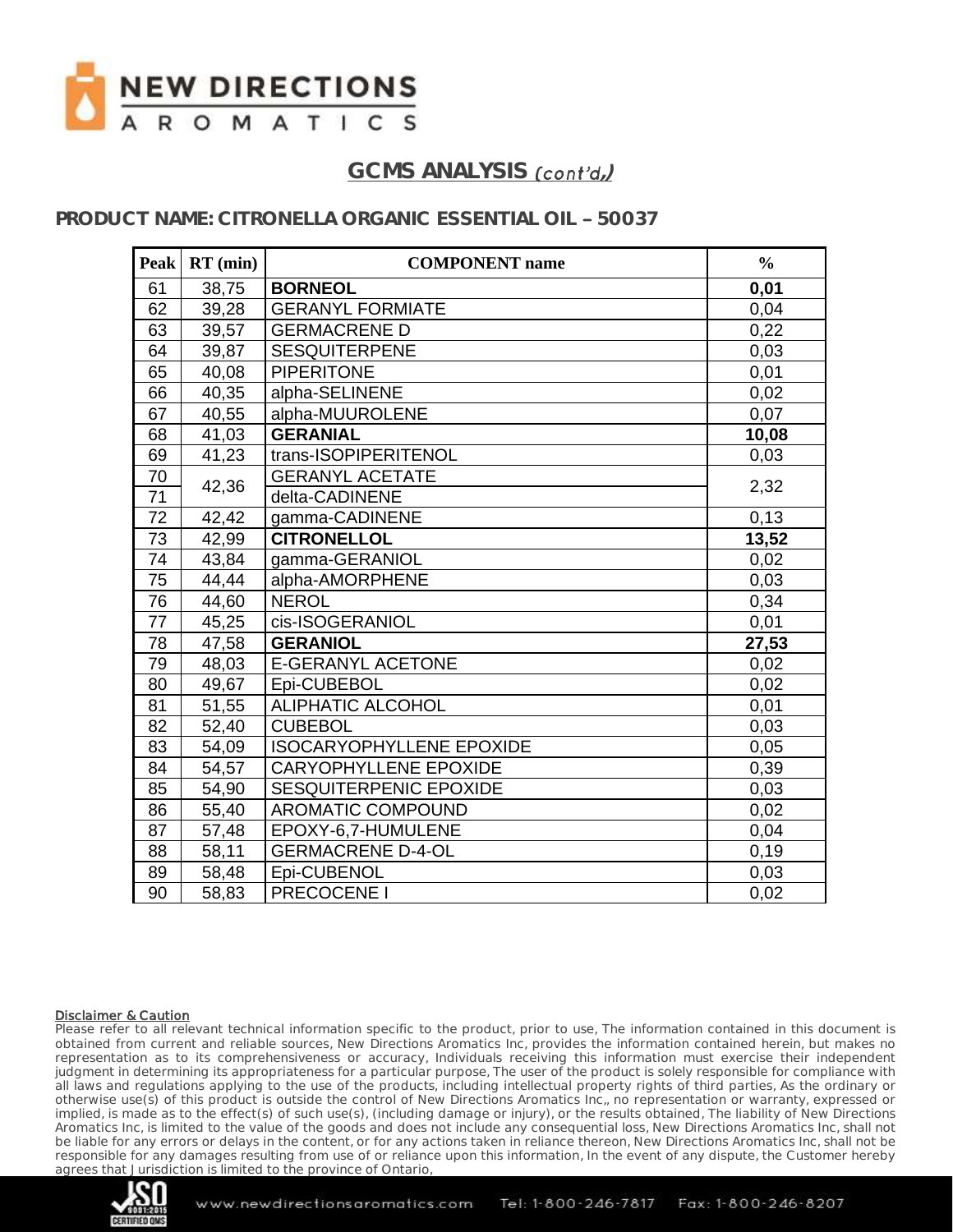## GCMS ANALYSIS *(cont'd,)*

### PRODUCT NAME: CITRONELLA ORGANIC ESSENTIAL OIL – 50037

| Peak | RT (min) | COMPONENT name | % |
|---|---|---|---|
| 61 | 38,75 | **BORNEOL** | **0,01** |
| 62 | 39,28 | GERANYL FORMIATE | 0,04 |
| 63 | 39,57 | GERMACRENE D | 0,22 |
| 64 | 39,87 | SESQUITERPENE | 0,03 |
| 65 | 40,08 | PIPERITONE | 0,01 |
| 66 | 40,35 | alpha-SELINENE | 0,02 |
| 67 | 40,55 | alpha-MUUROLENE | 0,07 |
| 68 | 41,03 | **GERANIAL** | **10,08** |
| 69 | 41,23 | trans-ISOPIPERITENOL | 0,03 |
| 70 | 42,36 | GERANYL ACETATE | 2,32 |
| 71 | | delta-CADINENE | |
| 72 | 42,42 | gamma-CADINENE | 0,13 |
| 73 | 42,99 | **CITRONELLOL** | **13,52** |
| 74 | 43,84 | gamma-GERANIOL | 0,02 |
| 75 | 44,44 | alpha-AMORPHENE | 0,03 |
| 76 | 44,60 | NEROL | 0,34 |
| 77 | 45,25 | cis-ISOGERANIOL | 0,01 |
| 78 | 47,58 | **GERANIOL** | **27,53** |
| 79 | 48,03 | E-GERANYL ACETONE | 0,02 |
| 80 | 49,67 | Epi-CUBEBOL | 0,02 |
| 81 | 51,55 | ALIPHATIC ALCOHOL | 0,01 |
| 82 | 52,40 | CUBEBOL | 0,03 |
| 83 | 54,09 | ISOCARYOPHYLLENE EPOXIDE | 0,05 |
| 84 | 54,57 | CARYOPHYLLENE EPOXIDE | 0,39 |
| 85 | 54,90 | SESQUITERPENIC EPOXIDE | 0,03 |
| 86 | 55,40 | AROMATIC COMPOUND | 0,02 |
| 87 | 57,48 | EPOXY-6,7-HUMULENE | 0,04 |
| 88 | 58,11 | GERMACRENE D-4-OL | 0,19 |
| 89 | 58,48 | Epi-CUBENOL | 0,03 |
| 90 | 58,83 | PRECOCENE I | 0,02 |

**Disclaimer & Caution**

Please refer to all relevant technical information specific to the product, prior to use, The information contained in this document is obtained from current and reliable sources, New Directions Aromatics Inc, provides the information contained herein, but makes no representation as to its comprehensiveness or accuracy, Individuals receiving this information must exercise their independent judgment in determining its appropriateness for a particular purpose, The user of the product is solely responsible for compliance with all laws and regulations applying to the use of the products, including intellectual property rights of third parties, As the ordinary or otherwise use(s) of this product is outside the control of New Directions Aromatics Inc,, no representation or warranty, expressed or implied, is made as to the effect(s) of such use(s), (including damage or injury), or the results obtained, The liability of New Directions Aromatics Inc, is limited to the value of the goods and does not include any consequential loss, New Directions Aromatics Inc, shall not be liable for any errors or delays in the content, or for any actions taken in reliance thereon, New Directions Aromatics Inc, shall not be responsible for any damages resulting from use of or reliance upon this information, In the event of any dispute, the Customer hereby agrees that Jurisdiction is limited to the province of Ontario,

www.newdirectionsaromatics.com Tel: 1-800-246-7817 Fax: 1-800-246-8207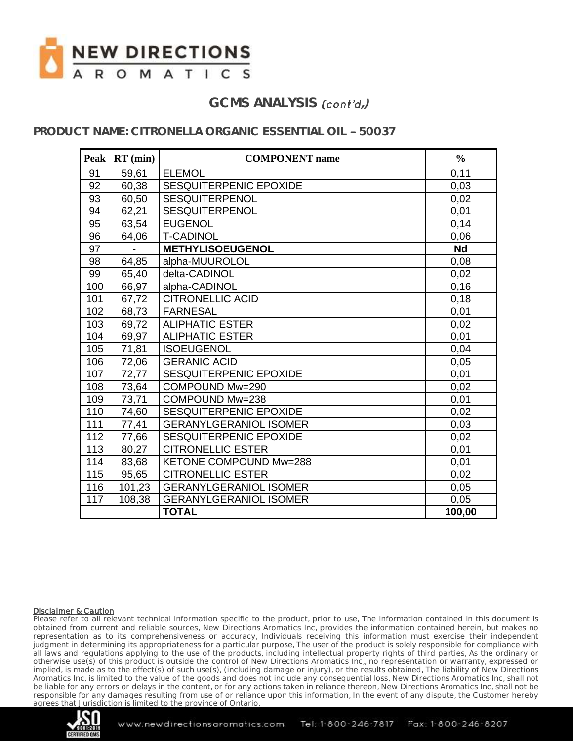# GCMS ANALYSIS *(cont'd,)*

## PRODUCT NAME: CITRONELLA ORGANIC ESSENTIAL OIL – 50037

| Peak | RT (min) | COMPONENT name | % |
|---|---|---|---|
| 91 | 59,61 | ELEMOL | 0,11 |
| 92 | 60,38 | SESQUITERPENIC EPOXIDE | 0,03 |
| 93 | 60,50 | SESQUITERPENOL | 0,02 |
| 94 | 62,21 | SESQUITERPENOL | 0,01 |
| 95 | 63,54 | EUGENOL | 0,14 |
| 96 | 64,06 | T-CADINOL | 0,06 |
| 97 | - | **METHYLISOEUGENOL** | **Nd** |
| 98 | 64,85 | alpha-MUUROLOL | 0,08 |
| 99 | 65,40 | delta-CADINOL | 0,02 |
| 100 | 66,97 | alpha-CADINOL | 0,16 |
| 101 | 67,72 | CITRONELLIC ACID | 0,18 |
| 102 | 68,73 | FARNESAL | 0,01 |
| 103 | 69,72 | ALIPHATIC ESTER | 0,02 |
| 104 | 69,97 | ALIPHATIC ESTER | 0,01 |
| 105 | 71,81 | ISOEUGENOL | 0,04 |
| 106 | 72,06 | GERANIC ACID | 0,05 |
| 107 | 72,77 | SESQUITERPENIC EPOXIDE | 0,01 |
| 108 | 73,64 | COMPOUND Mw=290 | 0,02 |
| 109 | 73,71 | COMPOUND Mw=238 | 0,01 |
| 110 | 74,60 | SESQUITERPENIC EPOXIDE | 0,02 |
| 111 | 77,41 | GERANYLGERANIOL ISOMER | 0,03 |
| 112 | 77,66 | SESQUITERPENIC EPOXIDE | 0,02 |
| 113 | 80,27 | CITRONELLIC ESTER | 0,01 |
| 114 | 83,68 | KETONE COMPOUND Mw=288 | 0,01 |
| 115 | 95,65 | CITRONELLIC ESTER | 0,02 |
| 116 | 101,23 | GERANYLGERANIOL ISOMER | 0,05 |
| 117 | 108,38 | GERANYLGERANIOL ISOMER | 0,05 |
| | | **TOTAL** | **100,00** |

**Disclaimer & Caution**

Please refer to all relevant technical information specific to the product, prior to use, The information contained in this document is obtained from current and reliable sources, New Directions Aromatics Inc, provides the information contained herein, but makes no representation as to its comprehensiveness or accuracy, Individuals receiving this information must exercise their independent judgment in determining its appropriateness for a particular purpose, The user of the product is solely responsible for compliance with all laws and regulations applying to the use of the products, including intellectual property rights of third parties, As the ordinary or otherwise use(s) of this product is outside the control of New Directions Aromatics Inc,, no representation or warranty, expressed or implied, is made as to the effect(s) of such use(s), (including damage or injury), or the results obtained, The liability of New Directions Aromatics Inc, is limited to the value of the goods and does not include any consequential loss, New Directions Aromatics Inc, shall not be liable for any errors or delays in the content, or for any actions taken in reliance thereon, New Directions Aromatics Inc, shall not be responsible for any damages resulting from use of or reliance upon this information, In the event of any dispute, the Customer hereby agrees that Jurisdiction is limited to the province of Ontario,

www.newdirectionsaromatics.com Tel: 1-800-246-7817 Fax: 1-800-246-8207